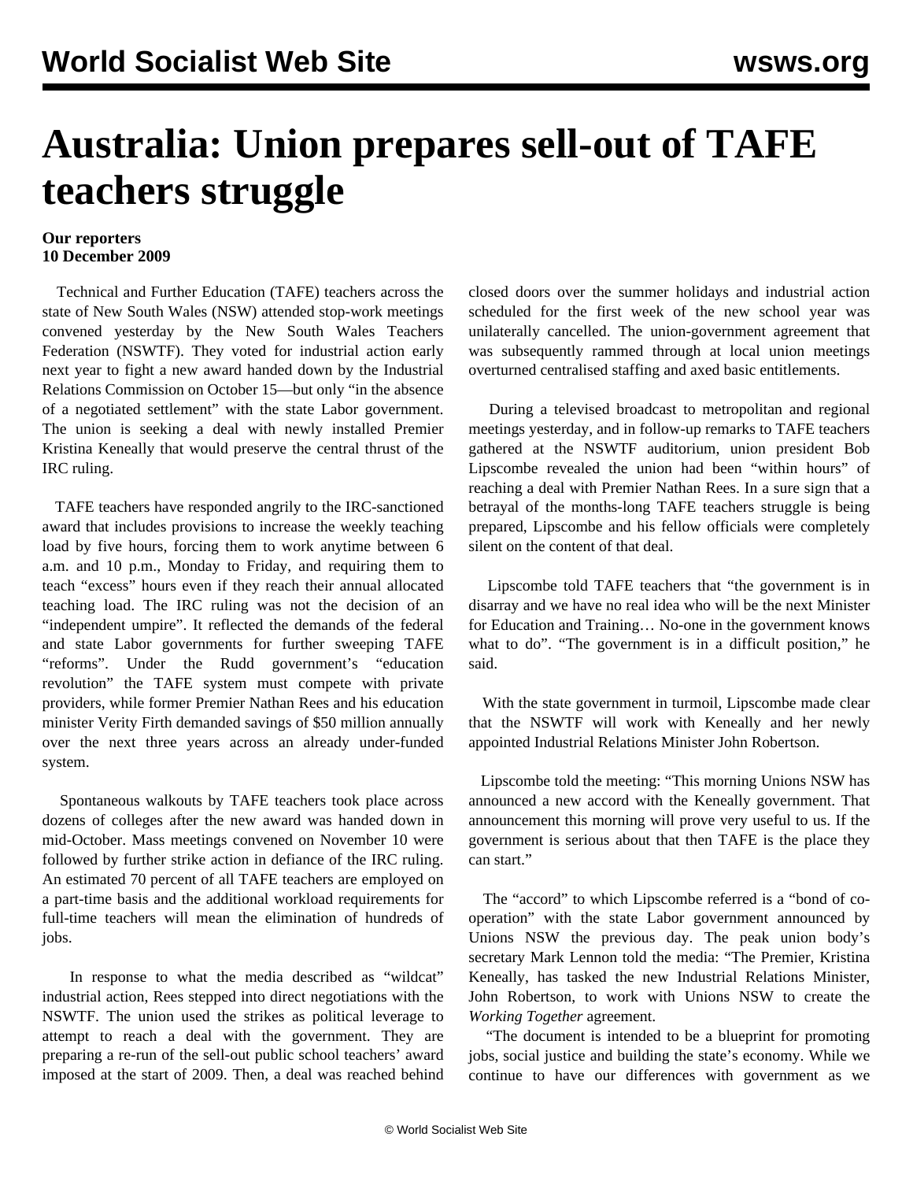# Australia: Union prepares sell-out of TAFE teachers struggle

**Our reporters**
**10 December 2009**

Technical and Further Education (TAFE) teachers across the state of New South Wales (NSW) attended stop-work meetings convened yesterday by the New South Wales Teachers Federation (NSWTF). They voted for industrial action early next year to fight a new award handed down by the Industrial Relations Commission on October 15—but only "in the absence of a negotiated settlement" with the state Labor government. The union is seeking a deal with newly installed Premier Kristina Keneally that would preserve the central thrust of the IRC ruling.

TAFE teachers have responded angrily to the IRC-sanctioned award that includes provisions to increase the weekly teaching load by five hours, forcing them to work anytime between 6 a.m. and 10 p.m., Monday to Friday, and requiring them to teach "excess" hours even if they reach their annual allocated teaching load. The IRC ruling was not the decision of an "independent umpire". It reflected the demands of the federal and state Labor governments for further sweeping TAFE "reforms". Under the Rudd government's "education revolution" the TAFE system must compete with private providers, while former Premier Nathan Rees and his education minister Verity Firth demanded savings of $50 million annually over the next three years across an already under-funded system.

Spontaneous walkouts by TAFE teachers took place across dozens of colleges after the new award was handed down in mid-October. Mass meetings convened on November 10 were followed by further strike action in defiance of the IRC ruling. An estimated 70 percent of all TAFE teachers are employed on a part-time basis and the additional workload requirements for full-time teachers will mean the elimination of hundreds of jobs.

In response to what the media described as "wildcat" industrial action, Rees stepped into direct negotiations with the NSWTF. The union used the strikes as political leverage to attempt to reach a deal with the government. They are preparing a re-run of the sell-out public school teachers' award imposed at the start of 2009. Then, a deal was reached behind closed doors over the summer holidays and industrial action scheduled for the first week of the new school year was unilaterally cancelled. The union-government agreement that was subsequently rammed through at local union meetings overturned centralised staffing and axed basic entitlements.

During a televised broadcast to metropolitan and regional meetings yesterday, and in follow-up remarks to TAFE teachers gathered at the NSWTF auditorium, union president Bob Lipscombe revealed the union had been "within hours" of reaching a deal with Premier Nathan Rees. In a sure sign that a betrayal of the months-long TAFE teachers struggle is being prepared, Lipscombe and his fellow officials were completely silent on the content of that deal.

Lipscombe told TAFE teachers that "the government is in disarray and we have no real idea who will be the next Minister for Education and Training… No-one in the government knows what to do". "The government is in a difficult position," he said.

With the state government in turmoil, Lipscombe made clear that the NSWTF will work with Keneally and her newly appointed Industrial Relations Minister John Robertson.

Lipscombe told the meeting: "This morning Unions NSW has announced a new accord with the Keneally government. That announcement this morning will prove very useful to us. If the government is serious about that then TAFE is the place they can start."

The "accord" to which Lipscombe referred is a "bond of co-operation" with the state Labor government announced by Unions NSW the previous day. The peak union body's secretary Mark Lennon told the media: "The Premier, Kristina Keneally, has tasked the new Industrial Relations Minister, John Robertson, to work with Unions NSW to create the *Working Together* agreement.

"The document is intended to be a blueprint for promoting jobs, social justice and building the state's economy. While we continue to have our differences with government as we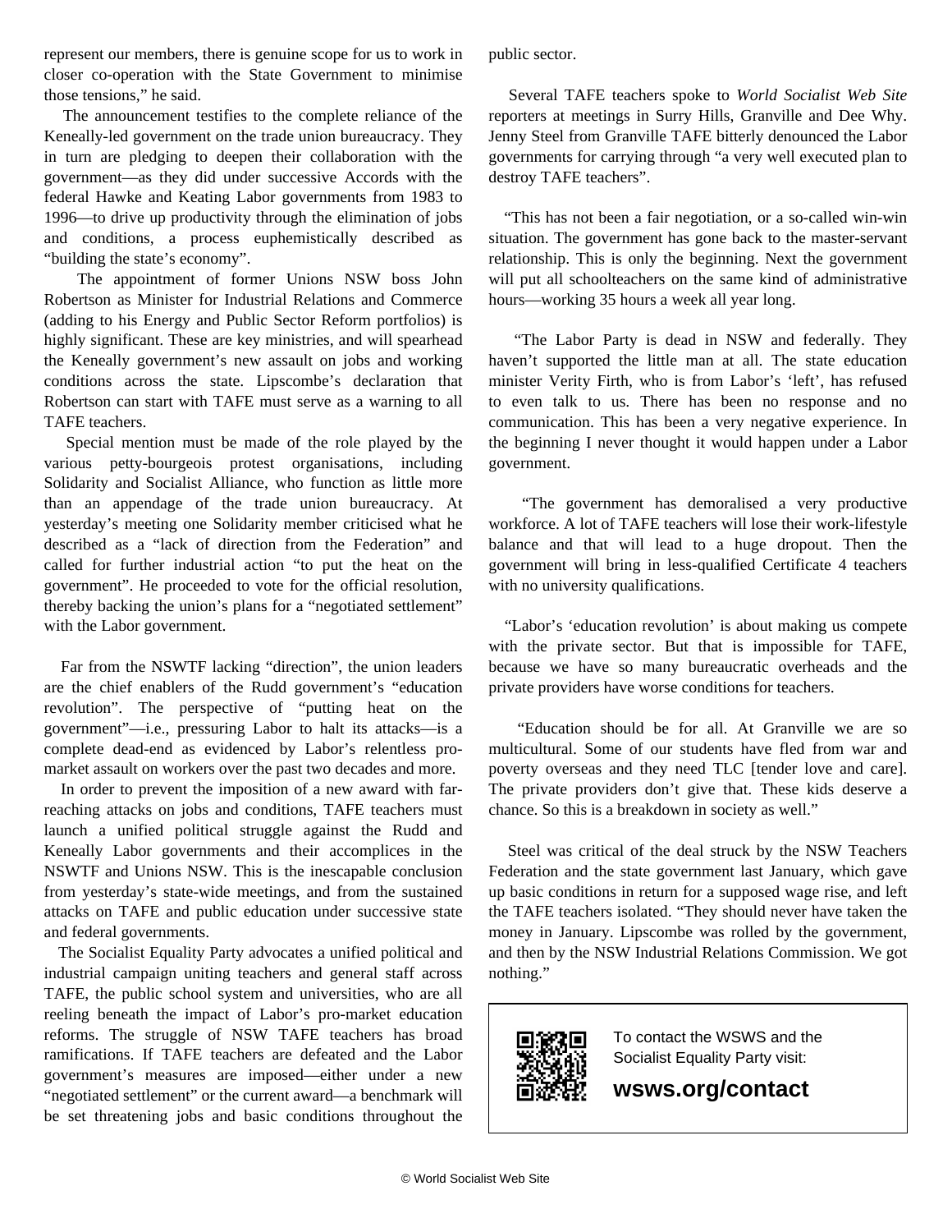represent our members, there is genuine scope for us to work in closer co-operation with the State Government to minimise those tensions," he said.

The announcement testifies to the complete reliance of the Keneally-led government on the trade union bureaucracy. They in turn are pledging to deepen their collaboration with the government—as they did under successive Accords with the federal Hawke and Keating Labor governments from 1983 to 1996—to drive up productivity through the elimination of jobs and conditions, a process euphemistically described as "building the state's economy".

The appointment of former Unions NSW boss John Robertson as Minister for Industrial Relations and Commerce (adding to his Energy and Public Sector Reform portfolios) is highly significant. These are key ministries, and will spearhead the Keneally government's new assault on jobs and working conditions across the state. Lipscombe's declaration that Robertson can start with TAFE must serve as a warning to all TAFE teachers.

Special mention must be made of the role played by the various petty-bourgeois protest organisations, including Solidarity and Socialist Alliance, who function as little more than an appendage of the trade union bureaucracy. At yesterday's meeting one Solidarity member criticised what he described as a "lack of direction from the Federation" and called for further industrial action "to put the heat on the government". He proceeded to vote for the official resolution, thereby backing the union's plans for a "negotiated settlement" with the Labor government.

Far from the NSWTF lacking "direction", the union leaders are the chief enablers of the Rudd government's "education revolution". The perspective of "putting heat on the government"—i.e., pressuring Labor to halt its attacks—is a complete dead-end as evidenced by Labor's relentless pro-market assault on workers over the past two decades and more.

In order to prevent the imposition of a new award with far-reaching attacks on jobs and conditions, TAFE teachers must launch a unified political struggle against the Rudd and Keneally Labor governments and their accomplices in the NSWTF and Unions NSW. This is the inescapable conclusion from yesterday's state-wide meetings, and from the sustained attacks on TAFE and public education under successive state and federal governments.

The Socialist Equality Party advocates a unified political and industrial campaign uniting teachers and general staff across TAFE, the public school system and universities, who are all reeling beneath the impact of Labor's pro-market education reforms. The struggle of NSW TAFE teachers has broad ramifications. If TAFE teachers are defeated and the Labor government's measures are imposed—either under a new "negotiated settlement" or the current award—a benchmark will be set threatening jobs and basic conditions throughout the public sector.

Several TAFE teachers spoke to *World Socialist Web Site* reporters at meetings in Surry Hills, Granville and Dee Why. Jenny Steel from Granville TAFE bitterly denounced the Labor governments for carrying through "a very well executed plan to destroy TAFE teachers".

"This has not been a fair negotiation, or a so-called win-win situation. The government has gone back to the master-servant relationship. This is only the beginning. Next the government will put all schoolteachers on the same kind of administrative hours—working 35 hours a week all year long.

"The Labor Party is dead in NSW and federally. They haven't supported the little man at all. The state education minister Verity Firth, who is from Labor's 'left', has refused to even talk to us. There has been no response and no communication. This has been a very negative experience. In the beginning I never thought it would happen under a Labor government.

"The government has demoralised a very productive workforce. A lot of TAFE teachers will lose their work-lifestyle balance and that will lead to a huge dropout. Then the government will bring in less-qualified Certificate 4 teachers with no university qualifications.

"Labor's 'education revolution' is about making us compete with the private sector. But that is impossible for TAFE, because we have so many bureaucratic overheads and the private providers have worse conditions for teachers.

"Education should be for all. At Granville we are so multicultural. Some of our students have fled from war and poverty overseas and they need TLC [tender love and care]. The private providers don't give that. These kids deserve a chance. So this is a breakdown in society as well."

Steel was critical of the deal struck by the NSW Teachers Federation and the state government last January, which gave up basic conditions in return for a supposed wage rise, and left the TAFE teachers isolated. "They should never have taken the money in January. Lipscombe was rolled by the government, and then by the NSW Industrial Relations Commission. We got nothing."

To contact the WSWS and the Socialist Equality Party visit:

**wsws.org/contact**